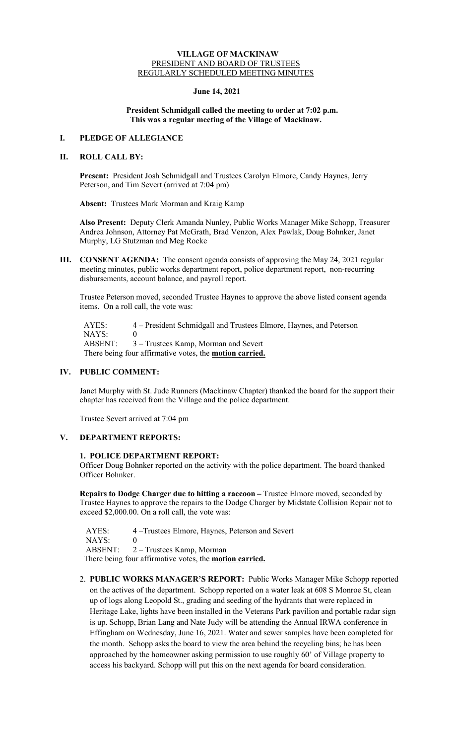**VILLAGE OF MACKINAW**
PRESIDENT AND BOARD OF TRUSTEES
REGULARLY SCHEDULED MEETING MINUTES

**June 14, 2021**

**President Schmidgall called the meeting to order at 7:02 p.m.**
**This was a regular meeting of the Village of Mackinaw.**

## I. PLEDGE OF ALLEGIANCE

## II. ROLL CALL BY:

**Present:** President Josh Schmidgall and Trustees Carolyn Elmore, Candy Haynes, Jerry Peterson, and Tim Severt (arrived at 7:04 pm)

**Absent:** Trustees Mark Morman and Kraig Kamp

**Also Present:** Deputy Clerk Amanda Nunley, Public Works Manager Mike Schopp, Treasurer Andrea Johnson, Attorney Pat McGrath, Brad Venzon, Alex Pawlak, Doug Bohnker, Janet Murphy, LG Stutzman and Meg Rocke

## III. CONSENT AGENDA:

The consent agenda consists of approving the May 24, 2021 regular meeting minutes, public works department report, police department report, non-recurring disbursements, account balance, and payroll report.

Trustee Peterson moved, seconded Trustee Haynes to approve the above listed consent agenda items. On a roll call, the vote was:

AYES: 4 – President Schmidgall and Trustees Elmore, Haynes, and Peterson
NAYS: 0
ABSENT: 3 – Trustees Kamp, Morman and Severt
There being four affirmative votes, the **motion carried.**

## IV. PUBLIC COMMENT:

Janet Murphy with St. Jude Runners (Mackinaw Chapter) thanked the board for the support their chapter has received from the Village and the police department.

Trustee Severt arrived at 7:04 pm

## V. DEPARTMENT REPORTS:

### 1. POLICE DEPARTMENT REPORT:

Officer Doug Bohnker reported on the activity with the police department. The board thanked Officer Bohnker.

**Repairs to Dodge Charger due to hitting a raccoon –** Trustee Elmore moved, seconded by Trustee Haynes to approve the repairs to the Dodge Charger by Midstate Collision Repair not to exceed $2,000.00. On a roll call, the vote was:

AYES: 4 –Trustees Elmore, Haynes, Peterson and Severt
NAYS: 0
ABSENT: 2 – Trustees Kamp, Morman
There being four affirmative votes, the **motion carried.**

2. **PUBLIC WORKS MANAGER'S REPORT:** Public Works Manager Mike Schopp reported on the actives of the department. Schopp reported on a water leak at 608 S Monroe St, clean up of logs along Leopold St., grading and seeding of the hydrants that were replaced in Heritage Lake, lights have been installed in the Veterans Park pavilion and portable radar sign is up. Schopp, Brian Lang and Nate Judy will be attending the Annual IRWA conference in Effingham on Wednesday, June 16, 2021. Water and sewer samples have been completed for the month. Schopp asks the board to view the area behind the recycling bins; he has been approached by the homeowner asking permission to use roughly 60' of Village property to access his backyard. Schopp will put this on the next agenda for board consideration.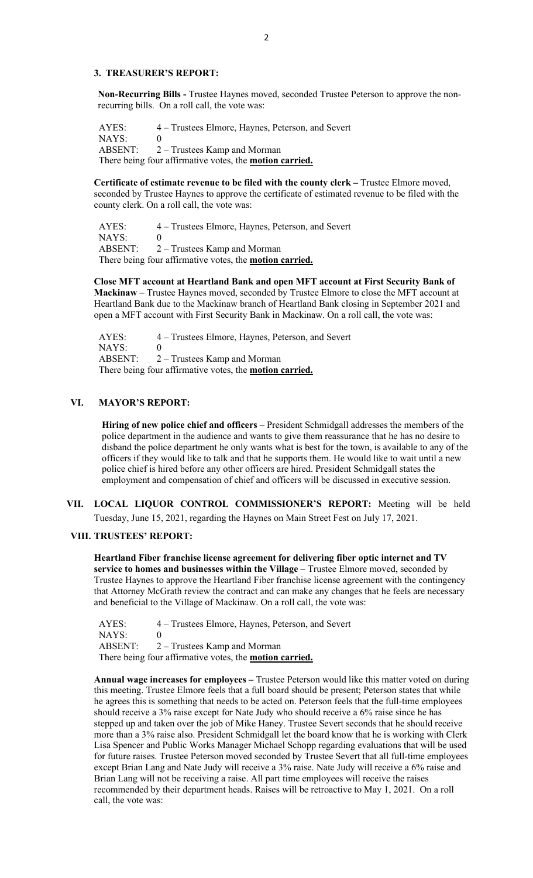### 3. TREASURER'S REPORT:

**Non-Recurring Bills -** Trustee Haynes moved, seconded Trustee Peterson to approve the non-recurring bills. On a roll call, the vote was:

AYES: 4 – Trustees Elmore, Haynes, Peterson, and Severt
NAYS: 0
ABSENT: 2 – Trustees Kamp and Morman
There being four affirmative votes, the **motion carried.**

**Certificate of estimate revenue to be filed with the county clerk –** Trustee Elmore moved, seconded by Trustee Haynes to approve the certificate of estimated revenue to be filed with the county clerk. On a roll call, the vote was:

AYES: 4 – Trustees Elmore, Haynes, Peterson, and Severt
NAYS: 0
ABSENT: 2 – Trustees Kamp and Morman
There being four affirmative votes, the **motion carried.**

**Close MFT account at Heartland Bank and open MFT account at First Security Bank of Mackinaw** – Trustee Haynes moved, seconded by Trustee Elmore to close the MFT account at Heartland Bank due to the Mackinaw branch of Heartland Bank closing in September 2021 and open a MFT account with First Security Bank in Mackinaw. On a roll call, the vote was:

AYES: 4 – Trustees Elmore, Haynes, Peterson, and Severt
NAYS: 0
ABSENT: 2 – Trustees Kamp and Morman
There being four affirmative votes, the **motion carried.**

## VI. MAYOR'S REPORT:

**Hiring of new police chief and officers –** President Schmidgall addresses the members of the police department in the audience and wants to give them reassurance that he has no desire to disband the police department he only wants what is best for the town, is available to any of the officers if they would like to talk and that he supports them. He would like to wait until a new police chief is hired before any other officers are hired. President Schmidgall states the employment and compensation of chief and officers will be discussed in executive session.

## VII. LOCAL LIQUOR CONTROL COMMISSIONER'S REPORT:

Meeting will be held Tuesday, June 15, 2021, regarding the Haynes on Main Street Fest on July 17, 2021.

## VIII. TRUSTEES' REPORT:

**Heartland Fiber franchise license agreement for delivering fiber optic internet and TV service to homes and businesses within the Village –** Trustee Elmore moved, seconded by Trustee Haynes to approve the Heartland Fiber franchise license agreement with the contingency that Attorney McGrath review the contract and can make any changes that he feels are necessary and beneficial to the Village of Mackinaw. On a roll call, the vote was:

AYES: 4 – Trustees Elmore, Haynes, Peterson, and Severt
NAYS: 0
ABSENT: 2 – Trustees Kamp and Morman
There being four affirmative votes, the **motion carried.**

**Annual wage increases for employees –** Trustee Peterson would like this matter voted on during this meeting. Trustee Elmore feels that a full board should be present; Peterson states that while he agrees this is something that needs to be acted on. Peterson feels that the full-time employees should receive a 3% raise except for Nate Judy who should receive a 6% raise since he has stepped up and taken over the job of Mike Haney. Trustee Severt seconds that he should receive more than a 3% raise also. President Schmidgall let the board know that he is working with Clerk Lisa Spencer and Public Works Manager Michael Schopp regarding evaluations that will be used for future raises. Trustee Peterson moved seconded by Trustee Severt that all full-time employees except Brian Lang and Nate Judy will receive a 3% raise. Nate Judy will receive a 6% raise and Brian Lang will not be receiving a raise. All part time employees will receive the raises recommended by their department heads. Raises will be retroactive to May 1, 2021. On a roll call, the vote was: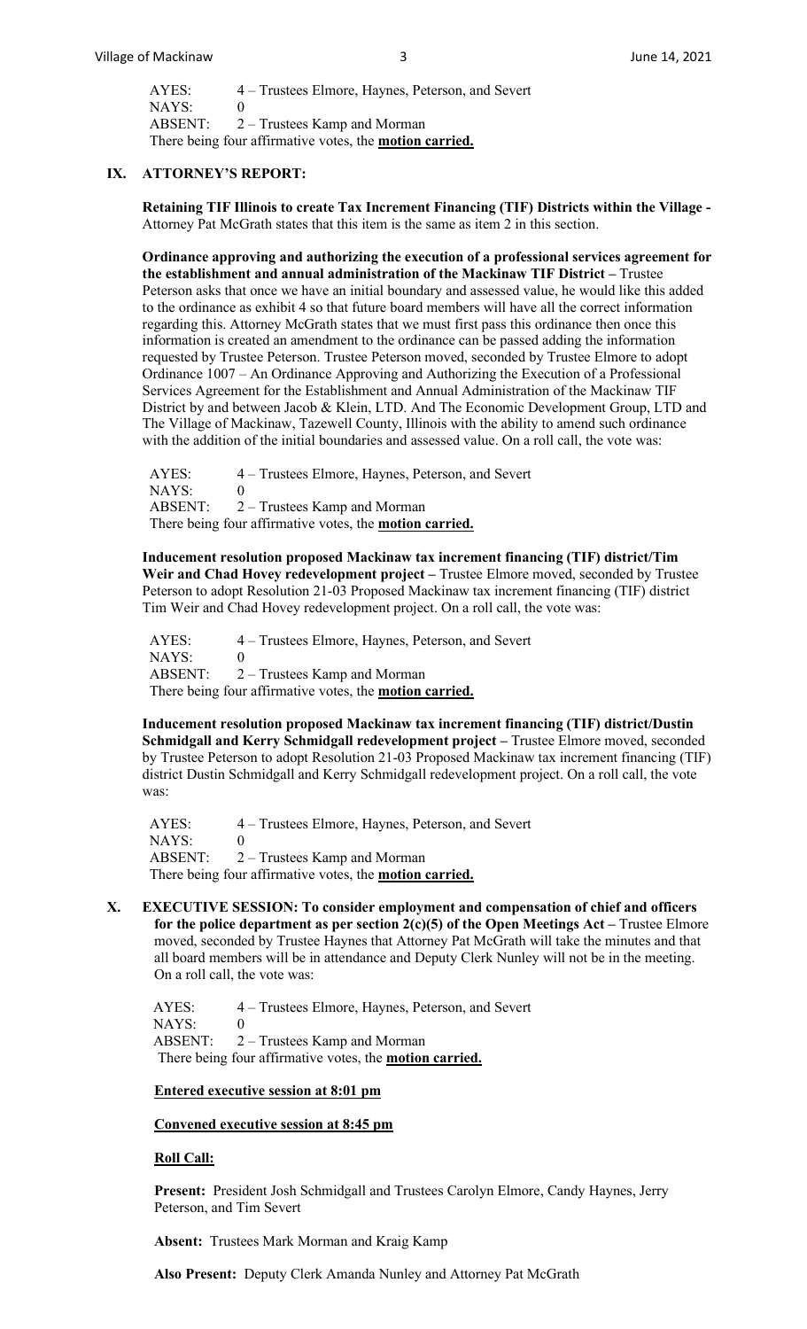AYES: 4 – Trustees Elmore, Haynes, Peterson, and Severt
NAYS: 0
ABSENT: 2 – Trustees Kamp and Morman
There being four affirmative votes, the **motion carried.**

## IX. ATTORNEY'S REPORT:

**Retaining TIF Illinois to create Tax Increment Financing (TIF) Districts within the Village -** Attorney Pat McGrath states that this item is the same as item 2 in this section.

**Ordinance approving and authorizing the execution of a professional services agreement for the establishment and annual administration of the Mackinaw TIF District –** Trustee Peterson asks that once we have an initial boundary and assessed value, he would like this added to the ordinance as exhibit 4 so that future board members will have all the correct information regarding this. Attorney McGrath states that we must first pass this ordinance then once this information is created an amendment to the ordinance can be passed adding the information requested by Trustee Peterson. Trustee Peterson moved, seconded by Trustee Elmore to adopt Ordinance 1007 – An Ordinance Approving and Authorizing the Execution of a Professional Services Agreement for the Establishment and Annual Administration of the Mackinaw TIF District by and between Jacob & Klein, LTD. And The Economic Development Group, LTD and The Village of Mackinaw, Tazewell County, Illinois with the ability to amend such ordinance with the addition of the initial boundaries and assessed value. On a roll call, the vote was:

AYES: 4 – Trustees Elmore, Haynes, Peterson, and Severt
NAYS: 0
ABSENT: 2 – Trustees Kamp and Morman
There being four affirmative votes, the **motion carried.**

**Inducement resolution proposed Mackinaw tax increment financing (TIF) district/Tim Weir and Chad Hovey redevelopment project –** Trustee Elmore moved, seconded by Trustee Peterson to adopt Resolution 21-03 Proposed Mackinaw tax increment financing (TIF) district Tim Weir and Chad Hovey redevelopment project. On a roll call, the vote was:

AYES: 4 – Trustees Elmore, Haynes, Peterson, and Severt
NAYS: 0
ABSENT: 2 – Trustees Kamp and Morman
There being four affirmative votes, the **motion carried.**

**Inducement resolution proposed Mackinaw tax increment financing (TIF) district/Dustin Schmidgall and Kerry Schmidgall redevelopment project –** Trustee Elmore moved, seconded by Trustee Peterson to adopt Resolution 21-03 Proposed Mackinaw tax increment financing (TIF) district Dustin Schmidgall and Kerry Schmidgall redevelopment project. On a roll call, the vote was:

AYES: 4 – Trustees Elmore, Haynes, Peterson, and Severt
NAYS: 0
ABSENT: 2 – Trustees Kamp and Morman
There being four affirmative votes, the **motion carried.**

## X. EXECUTIVE SESSION: To consider employment and compensation of chief and officers for the police department as per section 2(c)(5) of the Open Meetings Act –

Trustee Elmore moved, seconded by Trustee Haynes that Attorney Pat McGrath will take the minutes and that all board members will be in attendance and Deputy Clerk Nunley will not be in the meeting. On a roll call, the vote was:

AYES: 4 – Trustees Elmore, Haynes, Peterson, and Severt
NAYS: 0
ABSENT: 2 – Trustees Kamp and Morman
There being four affirmative votes, the **motion carried.**

**Entered executive session at 8:01 pm**

**Convened executive session at 8:45 pm**

**Roll Call:**

**Present:** President Josh Schmidgall and Trustees Carolyn Elmore, Candy Haynes, Jerry Peterson, and Tim Severt

**Absent:** Trustees Mark Morman and Kraig Kamp

**Also Present:** Deputy Clerk Amanda Nunley and Attorney Pat McGrath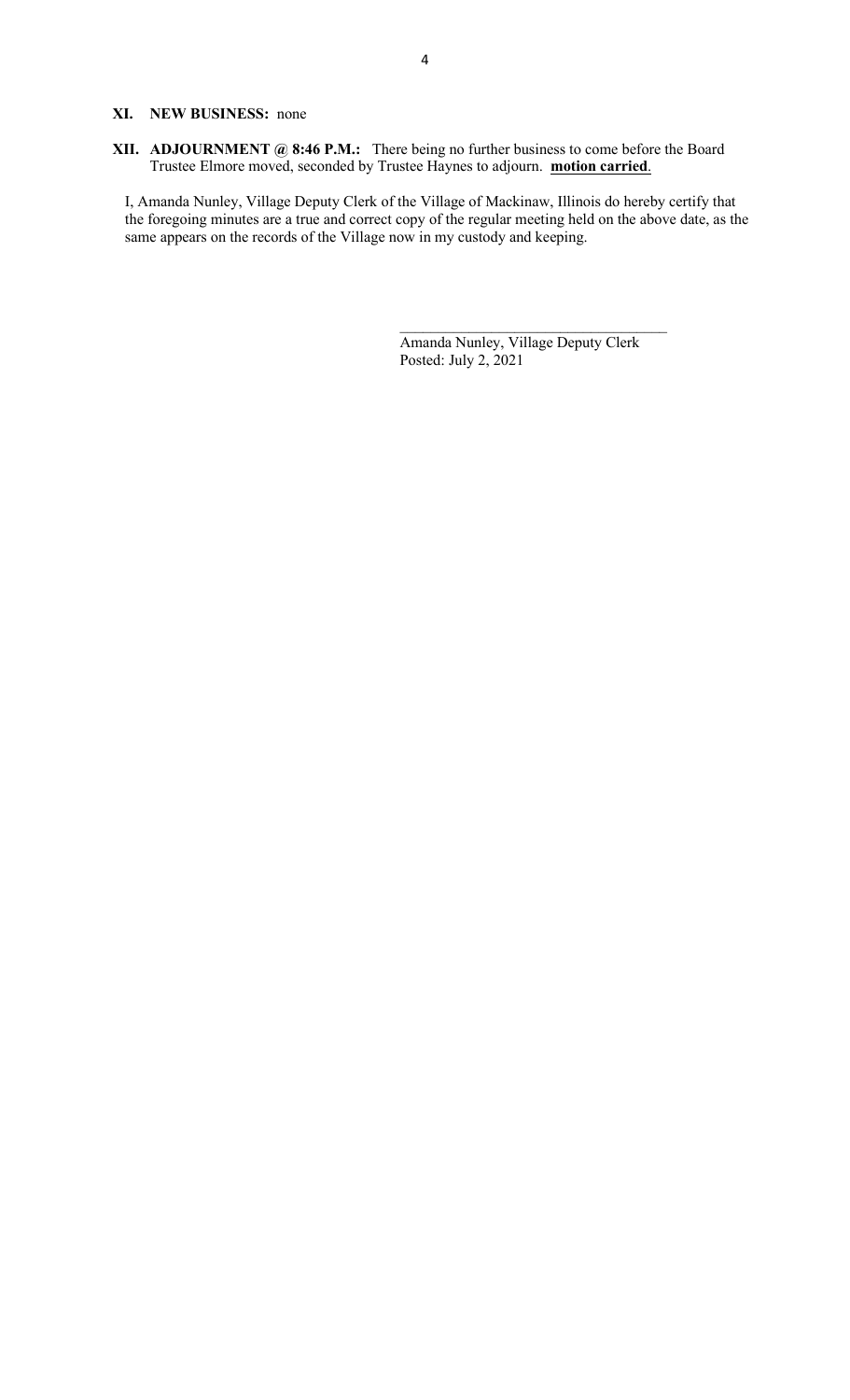**XI. NEW BUSINESS:** none

**XII. ADJOURNMENT @ 8:46 P.M.:** There being no further business to come before the Board Trustee Elmore moved, seconded by Trustee Haynes to adjourn. **motion carried**.

I, Amanda Nunley, Village Deputy Clerk of the Village of Mackinaw, Illinois do hereby certify that the foregoing minutes are a true and correct copy of the regular meeting held on the above date, as the same appears on the records of the Village now in my custody and keeping.

___________________________________
Amanda Nunley, Village Deputy Clerk
Posted: July 2, 2021